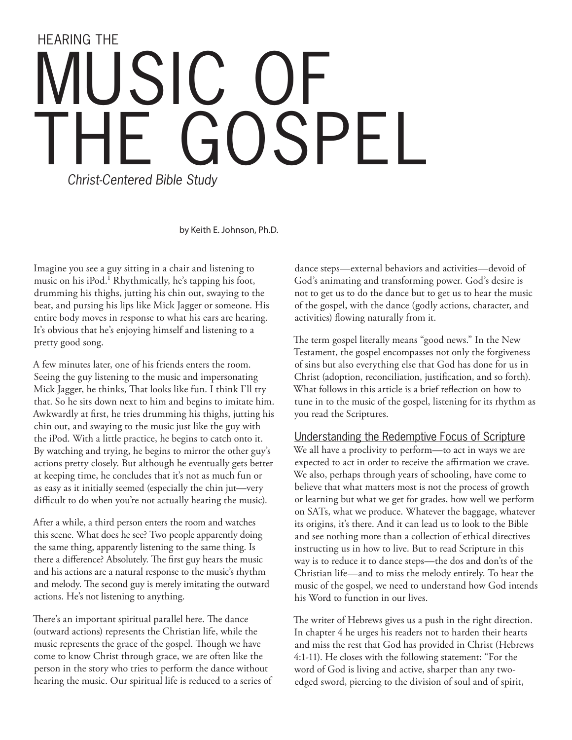HEARING THE

# MUSIC OF THE GOSPEL

*Christ-Centered Bible Study*

by Keith E. Johnson, Ph.D.

Imagine you see a guy sitting in a chair and listening to music on his iPod.[1] Rhythmically, he's tapping his foot, drumming his thighs, jutting his chin out, swaying to the beat, and pursing his lips like Mick Jagger or someone. His entire body moves in response to what his ears are hearing. It's obvious that he's enjoying himself and listening to a pretty good song.

A few minutes later, one of his friends enters the room. Seeing the guy listening to the music and impersonating Mick Jagger, he thinks, That looks like fun. I think I'll try that. So he sits down next to him and begins to imitate him. Awkwardly at first, he tries drumming his thighs, jutting his chin out, and swaying to the music just like the guy with the iPod. With a little practice, he begins to catch onto it. By watching and trying, he begins to mirror the other guy's actions pretty closely. But although he eventually gets better at keeping time, he concludes that it's not as much fun or as easy as it initially seemed (especially the chin jut—very difficult to do when you're not actually hearing the music).

After a while, a third person enters the room and watches this scene. What does he see? Two people apparently doing the same thing, apparently listening to the same thing. Is there a difference? Absolutely. The first guy hears the music and his actions are a natural response to the music's rhythm and melody. The second guy is merely imitating the outward actions. He's not listening to anything.

There's an important spiritual parallel here. The dance (outward actions) represents the Christian life, while the music represents the grace of the gospel. Though we have come to know Christ through grace, we are often like the person in the story who tries to perform the dance without hearing the music. Our spiritual life is reduced to a series of dance steps—external behaviors and activities—devoid of God's animating and transforming power. God's desire is not to get us to do the dance but to get us to hear the music of the gospel, with the dance (godly actions, character, and activities) flowing naturally from it.

The term gospel literally means "good news." In the New Testament, the gospel encompasses not only the forgiveness of sins but also everything else that God has done for us in Christ (adoption, reconciliation, justification, and so forth). What follows in this article is a brief reflection on how to tune in to the music of the gospel, listening for its rhythm as you read the Scriptures.

## Understanding the Redemptive Focus of Scripture

We all have a proclivity to perform—to act in ways we are expected to act in order to receive the affirmation we crave. We also, perhaps through years of schooling, have come to believe that what matters most is not the process of growth or learning but what we get for grades, how well we perform on SATs, what we produce. Whatever the baggage, whatever its origins, it's there. And it can lead us to look to the Bible and see nothing more than a collection of ethical directives instructing us in how to live. But to read Scripture in this way is to reduce it to dance steps—the dos and don'ts of the Christian life—and to miss the melody entirely. To hear the music of the gospel, we need to understand how God intends his Word to function in our lives.

The writer of Hebrews gives us a push in the right direction. In chapter 4 he urges his readers not to harden their hearts and miss the rest that God has provided in Christ (Hebrews 4:1-11). He closes with the following statement: "For the word of God is living and active, sharper than any two-edged sword, piercing to the division of soul and of spirit,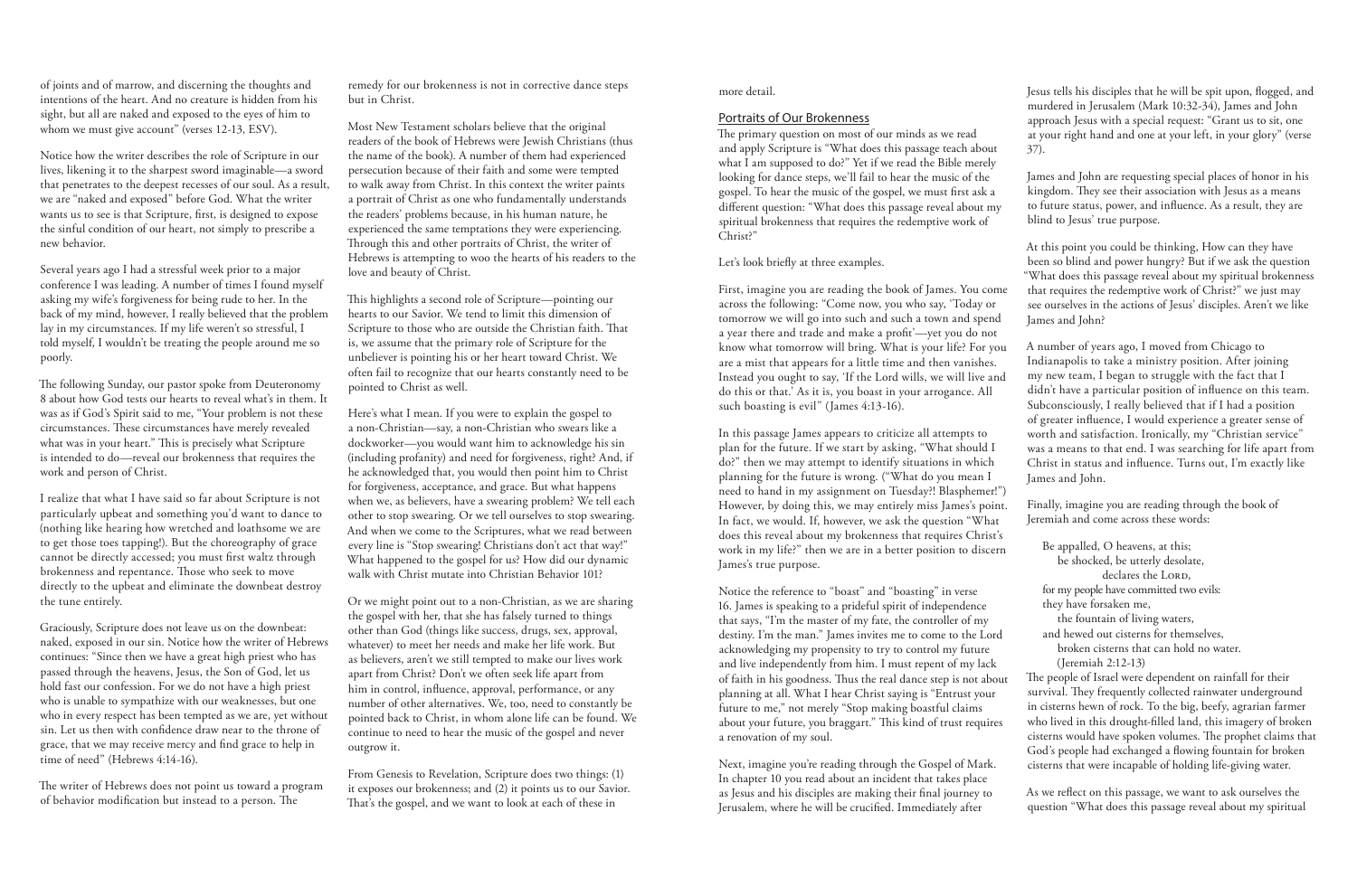of joints and of marrow, and discerning the thoughts and intentions of the heart. And no creature is hidden from his sight, but all are naked and exposed to the eyes of him to whom we must give account" (verses 12-13, ESV).

Notice how the writer describes the role of Scripture in our lives, likening it to the sharpest sword imaginable—a sword that penetrates to the deepest recesses of our soul. As a result, we are "naked and exposed" before God. What the writer wants us to see is that Scripture, first, is designed to expose the sinful condition of our heart, not simply to prescribe a new behavior.

Several years ago I had a stressful week prior to a major conference I was leading. A number of times I found myself asking my wife's forgiveness for being rude to her. In the back of my mind, however, I really believed that the problem lay in my circumstances. If my life weren't so stressful, I told myself, I wouldn't be treating the people around me so poorly.

The following Sunday, our pastor spoke from Deuteronomy 8 about how God tests our hearts to reveal what's in them. It was as if God's Spirit said to me, "Your problem is not these circumstances. These circumstances have merely revealed what was in your heart." This is precisely what Scripture is intended to do—reveal our brokenness that requires the work and person of Christ.

I realize that what I have said so far about Scripture is not particularly upbeat and something you'd want to dance to (nothing like hearing how wretched and loathsome we are to get those toes tapping!). But the choreography of grace cannot be directly accessed; you must first waltz through brokenness and repentance. Those who seek to move directly to the upbeat and eliminate the downbeat destroy the tune entirely.

Graciously, Scripture does not leave us on the downbeat: naked, exposed in our sin. Notice how the writer of Hebrews continues: "Since then we have a great high priest who has passed through the heavens, Jesus, the Son of God, let us hold fast our confession. For we do not have a high priest who is unable to sympathize with our weaknesses, but one who in every respect has been tempted as we are, yet without sin. Let us then with confidence draw near to the throne of grace, that we may receive mercy and find grace to help in time of need" (Hebrews 4:14-16).

The writer of Hebrews does not point us toward a program of behavior modification but instead to a person. The remedy for our brokenness is not in corrective dance steps but in Christ.

Most New Testament scholars believe that the original readers of the book of Hebrews were Jewish Christians (thus the name of the book). A number of them had experienced persecution because of their faith and some were tempted to walk away from Christ. In this context the writer paints a portrait of Christ as one who fundamentally understands the readers' problems because, in his human nature, he experienced the same temptations they were experiencing. Through this and other portraits of Christ, the writer of Hebrews is attempting to woo the hearts of his readers to the love and beauty of Christ.

This highlights a second role of Scripture—pointing our hearts to our Savior. We tend to limit this dimension of Scripture to those who are outside the Christian faith. That is, we assume that the primary role of Scripture for the unbeliever is pointing his or her heart toward Christ. We often fail to recognize that our hearts constantly need to be pointed to Christ as well.

Here's what I mean. If you were to explain the gospel to a non-Christian—say, a non-Christian who swears like a dockworker—you would want him to acknowledge his sin (including profanity) and need for forgiveness, right? And, if he acknowledged that, you would then point him to Christ for forgiveness, acceptance, and grace. But what happens when we, as believers, have a swearing problem? We tell each other to stop swearing. Or we tell ourselves to stop swearing. And when we come to the Scriptures, what we read between every line is "Stop swearing! Christians don't act that way!" What happened to the gospel for us? How did our dynamic walk with Christ mutate into Christian Behavior 101?

Or we might point out to a non-Christian, as we are sharing the gospel with her, that she has falsely turned to things other than God (things like success, drugs, sex, approval, whatever) to meet her needs and make her life work. But as believers, aren't we still tempted to make our lives work apart from Christ? Don't we often seek life apart from him in control, influence, approval, performance, or any number of other alternatives. We, too, need to constantly be pointed back to Christ, in whom alone life can be found. We continue to need to hear the music of the gospel and never outgrow it.

From Genesis to Revelation, Scripture does two things: (1) it exposes our brokenness; and (2) it points us to our Savior. That's the gospel, and we want to look at each of these in more detail.

## Portraits of Our Brokenness

The primary question on most of our minds as we read and apply Scripture is "What does this passage teach about what I am supposed to do?" Yet if we read the Bible merely looking for dance steps, we'll fail to hear the music of the gospel. To hear the music of the gospel, we must first ask a different question: "What does this passage reveal about my spiritual brokenness that requires the redemptive work of Christ?"

Let's look briefly at three examples.

First, imagine you are reading the book of James. You come across the following: "Come now, you who say, 'Today or tomorrow we will go into such and such a town and spend a year there and trade and make a profit'—yet you do not know what tomorrow will bring. What is your life? For you are a mist that appears for a little time and then vanishes. Instead you ought to say, 'If the Lord wills, we will live and do this or that.' As it is, you boast in your arrogance. All such boasting is evil" (James 4:13-16).

In this passage James appears to criticize all attempts to plan for the future. If we start by asking, "What should I do?" then we may attempt to identify situations in which planning for the future is wrong. ("What do you mean I need to hand in my assignment on Tuesday?! Blasphemer!") However, by doing this, we may entirely miss James's point. In fact, we would. If, however, we ask the question "What does this reveal about my brokenness that requires Christ's work in my life?" then we are in a better position to discern James's true purpose.

Notice the reference to "boast" and "boasting" in verse 16. James is speaking to a prideful spirit of independence that says, "I'm the master of my fate, the controller of my destiny. I'm the man." James invites me to come to the Lord acknowledging my propensity to try to control my future and live independently from him. I must repent of my lack of faith in his goodness. Thus the real dance step is not about planning at all. What I hear Christ saying is "Entrust your future to me," not merely "Stop making boastful claims about your future, you braggart." This kind of trust requires a renovation of my soul.

Next, imagine you're reading through the Gospel of Mark. In chapter 10 you read about an incident that takes place as Jesus and his disciples are making their final journey to Jerusalem, where he will be crucified. Immediately after Jesus tells his disciples that he will be spit upon, flogged, and murdered in Jerusalem (Mark 10:32-34), James and John approach Jesus with a special request: "Grant us to sit, one at your right hand and one at your left, in your glory" (verse 37).

James and John are requesting special places of honor in his kingdom. They see their association with Jesus as a means to future status, power, and influence. As a result, they are blind to Jesus' true purpose.

At this point you could be thinking, How can they have been so blind and power hungry? But if we ask the question "What does this passage reveal about my spiritual brokenness that requires the redemptive work of Christ?" we just may see ourselves in the actions of Jesus' disciples. Aren't we like James and John?

A number of years ago, I moved from Chicago to Indianapolis to take a ministry position. After joining my new team, I began to struggle with the fact that I didn't have a particular position of influence on this team. Subconsciously, I really believed that if I had a position of greater influence, I would experience a greater sense of worth and satisfaction. Ironically, my "Christian service" was a means to that end. I was searching for life apart from Christ in status and influence. Turns out, I'm exactly like James and John.

Finally, imagine you are reading through the book of Jeremiah and come across these words:

> Be appalled, O heavens, at this;
> be shocked, be utterly desolate,
> declares the Lord,
> for my people have committed two evils:
> they have forsaken me,
> the fountain of living waters,
> and hewed out cisterns for themselves,
> broken cisterns that can hold no water.
> (Jeremiah 2:12-13)

The people of Israel were dependent on rainfall for their survival. They frequently collected rainwater underground in cisterns hewn of rock. To the big, beefy, agrarian farmer who lived in this drought-filled land, this imagery of broken cisterns would have spoken volumes. The prophet claims that God's people had exchanged a flowing fountain for broken cisterns that were incapable of holding life-giving water.

As we reflect on this passage, we want to ask ourselves the question "What does this passage reveal about my spiritual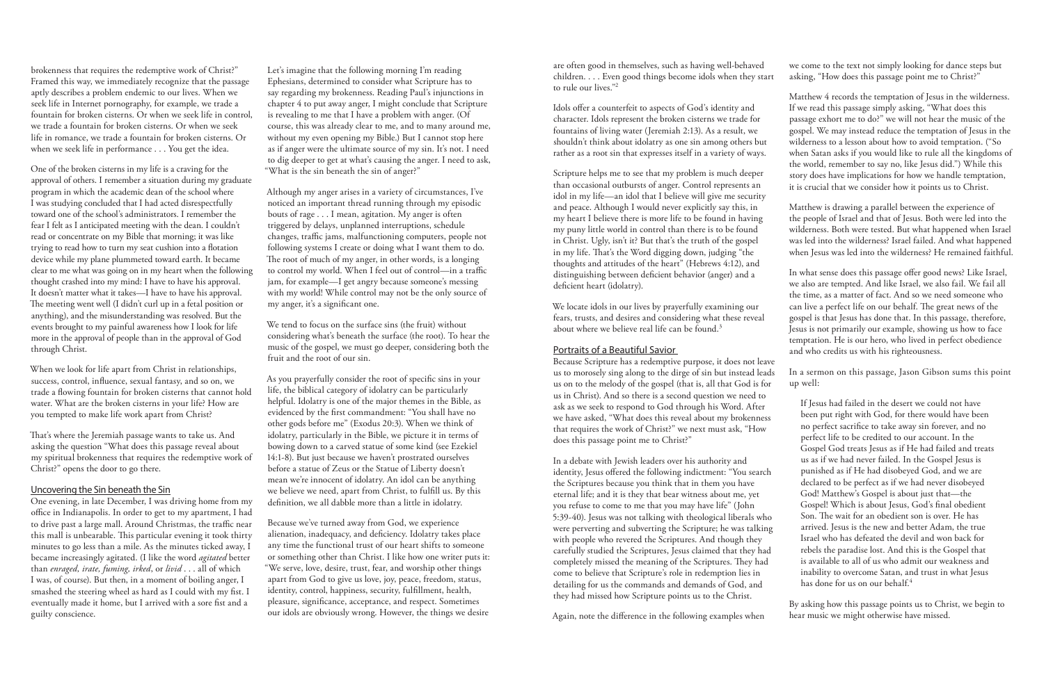brokenness that requires the redemptive work of Christ?" Framed this way, we immediately recognize that the passage aptly describes a problem endemic to our lives. When we seek life in Internet pornography, for example, we trade a fountain for broken cisterns. Or when we seek life in control, we trade a fountain for broken cisterns. Or when we seek life in romance, we trade a fountain for broken cisterns. Or when we seek life in performance . . . You get the idea.

One of the broken cisterns in my life is a craving for the approval of others. I remember a situation during my graduate program in which the academic dean of the school where I was studying concluded that I had acted disrespectfully toward one of the school's administrators. I remember the fear I felt as I anticipated meeting with the dean. I couldn't read or concentrate on my Bible that morning; it was like trying to read how to turn my seat cushion into a flotation device while my plane plummeted toward earth. It became clear to me what was going on in my heart when the following thought crashed into my mind: I have to have his approval. It doesn't matter what it takes—I have to have his approval. The meeting went well (I didn't curl up in a fetal position or anything), and the misunderstanding was resolved. But the events brought to my painful awareness how I look for life more in the approval of people than in the approval of God through Christ.

When we look for life apart from Christ in relationships, success, control, influence, sexual fantasy, and so on, we trade a flowing fountain for broken cisterns that cannot hold water. What are the broken cisterns in your life? How are you tempted to make life work apart from Christ?

That's where the Jeremiah passage wants to take us. And asking the question "What does this passage reveal about my spiritual brokenness that requires the redemptive work of Christ?" opens the door to go there.

## Uncovering the Sin beneath the Sin

One evening, in late December, I was driving home from my office in Indianapolis. In order to get to my apartment, I had to drive past a large mall. Around Christmas, the traffic near this mall is unbearable. This particular evening it took thirty minutes to go less than a mile. As the minutes ticked away, I became increasingly agitated. (I like the word *agitated* better than *enraged, irate, fuming, irked*, or *livid* . . . all of which I was, of course). But then, in a moment of boiling anger, I smashed the steering wheel as hard as I could with my fist. I eventually made it home, but I arrived with a sore fist and a guilty conscience.

Let's imagine that the following morning I'm reading Ephesians, determined to consider what Scripture has to say regarding my brokenness. Reading Paul's injunctions in chapter 4 to put away anger, I might conclude that Scripture is revealing to me that I have a problem with anger. (Of course, this was already clear to me, and to many around me, without my even opening my Bible.) But I cannot stop here as if anger were the ultimate source of my sin. It's not. I need to dig deeper to get at what's causing the anger. I need to ask, "What is the sin beneath the sin of anger?"

Although my anger arises in a variety of circumstances, I've noticed an important thread running through my episodic bouts of rage . . . I mean, agitation. My anger is often triggered by delays, unplanned interruptions, schedule changes, traffic jams, malfunctioning computers, people not following systems I create or doing what I want them to do. The root of much of my anger, in other words, is a longing to control my world. When I feel out of control—in a traffic jam, for example—I get angry because someone's messing with my world! While control may not be the only source of my anger, it's a significant one.

We tend to focus on the surface sins (the fruit) without considering what's beneath the surface (the root). To hear the music of the gospel, we must go deeper, considering both the fruit and the root of our sin.

As you prayerfully consider the root of specific sins in your life, the biblical category of idolatry can be particularly helpful. Idolatry is one of the major themes in the Bible, as evidenced by the first commandment: "You shall have no other gods before me" (Exodus 20:3). When we think of idolatry, particularly in the Bible, we picture it in terms of bowing down to a carved statue of some kind (see Ezekiel 14:1-8). But just because we haven't prostrated ourselves before a statue of Zeus or the Statue of Liberty doesn't mean we're innocent of idolatry. An idol can be anything we believe we need, apart from Christ, to fulfill us. By this definition, we all dabble more than a little in idolatry.

Because we've turned away from God, we experience alienation, inadequacy, and deficiency. Idolatry takes place any time the functional trust of our heart shifts to someone or something other than Christ. I like how one writer puts it: "We serve, love, desire, trust, fear, and worship other things apart from God to give us love, joy, peace, freedom, status, identity, control, happiness, security, fulfillment, health, pleasure, significance, acceptance, and respect. Sometimes our idols are obviously wrong. However, the things we desire are often good in themselves, such as having well-behaved children. . . . Even good things become idols when they start to rule our lives."[2]

Idols offer a counterfeit to aspects of God's identity and character. Idols represent the broken cisterns we trade for fountains of living water (Jeremiah 2:13). As a result, we shouldn't think about idolatry as one sin among others but rather as a root sin that expresses itself in a variety of ways.

Scripture helps me to see that my problem is much deeper than occasional outbursts of anger. Control represents an idol in my life—an idol that I believe will give me security and peace. Although I would never explicitly say this, in my heart I believe there is more life to be found in having my puny little world in control than there is to be found in Christ. Ugly, isn't it? But that's the truth of the gospel in my life. That's the Word digging down, judging "the thoughts and attitudes of the heart" (Hebrews 4:12), and distinguishing between deficient behavior (anger) and a deficient heart (idolatry).

We locate idols in our lives by prayerfully examining our fears, trusts, and desires and considering what these reveal about where we believe real life can be found.[3]

## Portraits of a Beautiful Savior

Because Scripture has a redemptive purpose, it does not leave us to morosely sing along to the dirge of sin but instead leads us on to the melody of the gospel (that is, all that God is for us in Christ). And so there is a second question we need to ask as we seek to respond to God through his Word. After we have asked, "What does this reveal about my brokenness that requires the work of Christ?" we next must ask, "How does this passage point me to Christ?"

In a debate with Jewish leaders over his authority and identity, Jesus offered the following indictment: "You search the Scriptures because you think that in them you have eternal life; and it is they that bear witness about me, yet you refuse to come to me that you may have life" (John 5:39-40). Jesus was not talking with theological liberals who were perverting and subverting the Scripture; he was talking with people who revered the Scriptures. And though they carefully studied the Scriptures, Jesus claimed that they had completely missed the meaning of the Scriptures. They had come to believe that Scripture's role in redemption lies in detailing for us the commands and demands of God, and they had missed how Scripture points us to the Christ.

Again, note the difference in the following examples when we come to the text not simply looking for dance steps but asking, "How does this passage point me to Christ?"

Matthew 4 records the temptation of Jesus in the wilderness. If we read this passage simply asking, "What does this passage exhort me to do?" we will not hear the music of the gospel. We may instead reduce the temptation of Jesus in the wilderness to a lesson about how to avoid temptation. ("So when Satan asks if you would like to rule all the kingdoms of the world, remember to say no, like Jesus did.") While this story does have implications for how we handle temptation, it is crucial that we consider how it points us to Christ.

Matthew is drawing a parallel between the experience of the people of Israel and that of Jesus. Both were led into the wilderness. Both were tested. But what happened when Israel was led into the wilderness? Israel failed. And what happened when Jesus was led into the wilderness? He remained faithful.

In what sense does this passage offer good news? Like Israel, we also are tempted. And like Israel, we also fail. We fail all the time, as a matter of fact. And so we need someone who can live a perfect life on our behalf. The great news of the gospel is that Jesus has done that. In this passage, therefore, Jesus is not primarily our example, showing us how to face temptation. He is our hero, who lived in perfect obedience and who credits us with his righteousness.

In a sermon on this passage, Jason Gibson sums this point up well:

> If Jesus had failed in the desert we could not have been put right with God, for there would have been no perfect sacrifice to take away sin forever, and no perfect life to be credited to our account. In the Gospel God treats Jesus as if He had failed and treats us as if we had never failed. In the Gospel Jesus is punished as if He had disobeyed God, and we are declared to be perfect as if we had never disobeyed God! Matthew's Gospel is about just that—the Gospel! Which is about Jesus, God's final obedient Son. The wait for an obedient son is over. He has arrived. Jesus is the new and better Adam, the true Israel who has defeated the devil and won back for rebels the paradise lost. And this is the Gospel that is available to all of us who admit our weakness and inability to overcome Satan, and trust in what Jesus has done for us on our behalf.[4]

By asking how this passage points us to Christ, we begin to hear music we might otherwise have missed.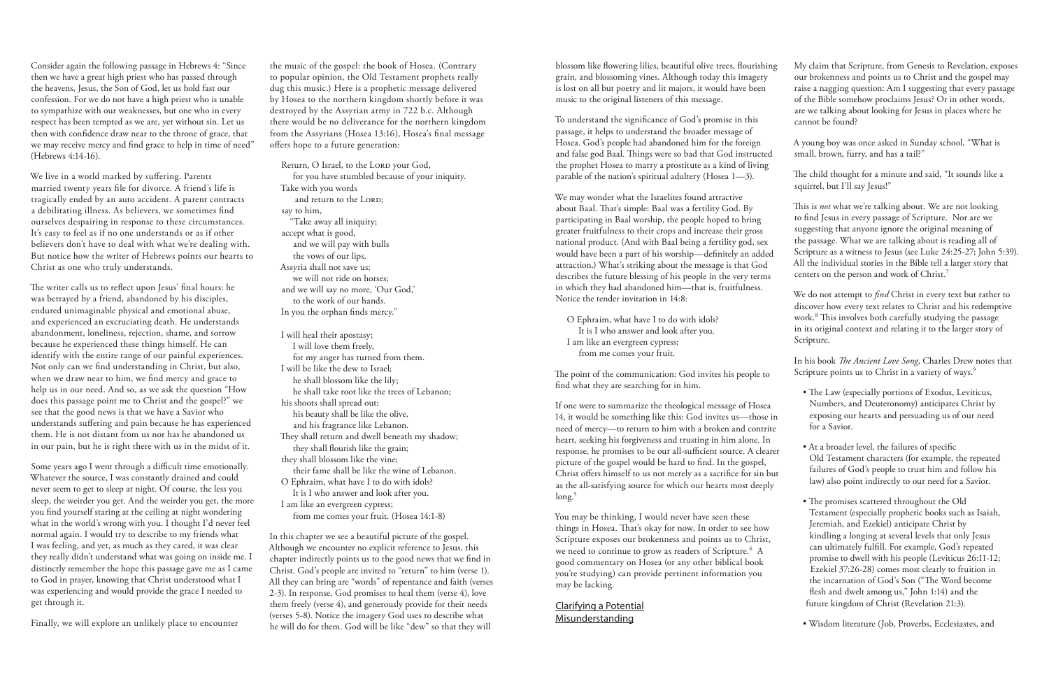Consider again the following passage in Hebrews 4: "Since then we have a great high priest who has passed through the heavens, Jesus, the Son of God, let us hold fast our confession. For we do not have a high priest who is unable to sympathize with our weaknesses, but one who in every respect has been tempted as we are, yet without sin. Let us then with confidence draw near to the throne of grace, that we may receive mercy and find grace to help in time of need" (Hebrews 4:14-16).

We live in a world marked by suffering. Parents married twenty years file for divorce. A friend's life is tragically ended by an auto accident. A parent contracts a debilitating illness. As believers, we sometimes find ourselves despairing in response to these circumstances. It's easy to feel as if no one understands or as if other believers don't have to deal with what we're dealing with. But notice how the writer of Hebrews points our hearts to Christ as one who truly understands.

The writer calls us to reflect upon Jesus' final hours: he was betrayed by a friend, abandoned by his disciples, endured unimaginable physical and emotional abuse, and experienced an excruciating death. He understands abandonment, loneliness, rejection, shame, and sorrow because he experienced these things himself. He can identify with the entire range of our painful experiences. Not only can we find understanding in Christ, but also, when we draw near to him, we find mercy and grace to help us in our need. And so, as we ask the question "How does this passage point me to Christ and the gospel?" we see that the good news is that we have a Savior who understands suffering and pain because he has experienced them. He is not distant from us nor has he abandoned us in our pain, but he is right there with us in the midst of it.

Some years ago I went through a difficult time emotionally. Whatever the source, I was constantly drained and could never seem to get to sleep at night. Of course, the less you sleep, the weirder you get. And the weirder you get, the more you find yourself staring at the ceiling at night wondering what in the world's wrong with you. I thought I'd never feel normal again. I would try to describe to my friends what I was feeling, and yet, as much as they cared, it was clear they really didn't understand what was going on inside me. I distinctly remember the hope this passage gave me as I came to God in prayer, knowing that Christ understood what I was experiencing and would provide the grace I needed to get through it.

Finally, we will explore an unlikely place to encounter the music of the gospel: the book of Hosea. (Contrary to popular opinion, the Old Testament prophets really dug this music.) Here is a prophetic message delivered by Hosea to the northern kingdom shortly before it was destroyed by the Assyrian army in 722 b.c. Although there would be no deliverance for the northern kingdom from the Assyrians (Hosea 13:16), Hosea's final message offers hope to a future generation:

> Return, O Israel, to the Lord your God,
> for you have stumbled because of your iniquity.
> Take with you words
> and return to the Lord;
> say to him,
> "Take away all iniquity;
> accept what is good,
> and we will pay with bulls
> the vows of our lips.
> Assyria shall not save us;
> we will not ride on horses;
> and we will say no more, 'Our God,'
> to the work of our hands.
> In you the orphan finds mercy."
>
> I will heal their apostasy;
> I will love them freely,
> for my anger has turned from them.
> I will be like the dew to Israel;
> he shall blossom like the lily;
> he shall take root like the trees of Lebanon;
> his shoots shall spread out;
> his beauty shall be like the olive,
> and his fragrance like Lebanon.
> They shall return and dwell beneath my shadow;
> they shall flourish like the grain;
> they shall blossom like the vine;
> their fame shall be like the wine of Lebanon.
> O Ephraim, what have I to do with idols?
> It is I who answer and look after you.
> I am like an evergreen cypress;
> from me comes your fruit. (Hosea 14:1-8)

In this chapter we see a beautiful picture of the gospel. Although we encounter no explicit reference to Jesus, this chapter indirectly points us to the good news that we find in Christ. God's people are invited to "return" to him (verse 1). All they can bring are "words" of repentance and faith (verses 2-3). In response, God promises to heal them (verse 4), love them freely (verse 4), and generously provide for their needs (verses 5-8). Notice the imagery God uses to describe what he will do for them. God will be like "dew" so that they will blossom like flowering lilies, beautiful olive trees, flourishing grain, and blossoming vines. Although today this imagery is lost on all but poetry and lit majors, it would have been music to the original listeners of this message.

To understand the significance of God's promise in this passage, it helps to understand the broader message of Hosea. God's people had abandoned him for the foreign and false god Baal. Things were so bad that God instructed the prophet Hosea to marry a prostitute as a kind of living parable of the nation's spiritual adultery (Hosea 1—3).

We may wonder what the Israelites found attractive about Baal. That's simple: Baal was a fertility God. By participating in Baal worship, the people hoped to bring greater fruitfulness to their crops and increase their gross national product. (And with Baal being a fertility god, sex would have been a part of his worship—definitely an added attraction.) What's striking about the message is that God describes the future blessing of his people in the very terms in which they had abandoned him—that is, fruitfulness. Notice the tender invitation in 14:8:

> O Ephraim, what have I to do with idols?
> It is I who answer and look after you.
> I am like an evergreen cypress;
> from me comes your fruit.

The point of the communication: God invites his people to find what they are searching for in him.

If one were to summarize the theological message of Hosea 14, it would be something like this: God invites us—those in need of mercy—to return to him with a broken and contrite heart, seeking his forgiveness and trusting in him alone. In response, he promises to be our all-sufficient source. A clearer picture of the gospel would be hard to find. In the gospel, Christ offers himself to us not merely as a sacrifice for sin but as the all-satisfying source for which our hearts most deeply long.[5]

You may be thinking, I would never have seen these things in Hosea. That's okay for now. In order to see how Scripture exposes our brokenness and points us to Christ, we need to continue to grow as readers of Scripture.[6] A good commentary on Hosea (or any other biblical book you're studying) can provide pertinent information you may be lacking.

## Clarifying a Potential Misunderstanding

My claim that Scripture, from Genesis to Revelation, exposes our brokenness and points us to Christ and the gospel may raise a nagging question: Am I suggesting that every passage of the Bible somehow proclaims Jesus? Or in other words, are we talking about looking for Jesus in places where he cannot be found?

A young boy was once asked in Sunday school, "What is small, brown, furry, and has a tail?"

The child thought for a minute and said, "It sounds like a squirrel, but I'll say Jesus!"

This is *not* what we're talking about. We are not looking to find Jesus in every passage of Scripture. Nor are we suggesting that anyone ignore the original meaning of the passage. What we are talking about is reading all of Scripture as a witness to Jesus (see Luke 24:25-27; John 5:39). All the individual stories in the Bible tell a larger story that centers on the person and work of Christ.[7]

We do not attempt to *find* Christ in every text but rather to discover how every text relates to Christ and his redemptive work.[8] This involves both carefully studying the passage in its original context and relating it to the larger story of Scripture.

In his book *The Ancient Love Song*, Charles Drew notes that Scripture points us to Christ in a variety of ways.[9]

- The Law (especially portions of Exodus, Leviticus, Numbers, and Deuteronomy) anticipates Christ by exposing our hearts and persuading us of our need for a Savior.
- At a broader level, the failures of specific Old Testament characters (for example, the repeated failures of God's people to trust him and follow his law) also point indirectly to our need for a Savior.
- The promises scattered throughout the Old Testament (especially prophetic books such as Isaiah, Jeremiah, and Ezekiel) anticipate Christ by kindling a longing at several levels that only Jesus can ultimately fulfill. For example, God's repeated promise to dwell with his people (Leviticus 26:11-12; Ezekiel 37:26-28) comes most clearly to fruition in the incarnation of God's Son ("The Word become flesh and dwelt among us," John 1:14) and the future kingdom of Christ (Revelation 21:3).
- Wisdom literature (Job, Proverbs, Ecclesiastes, and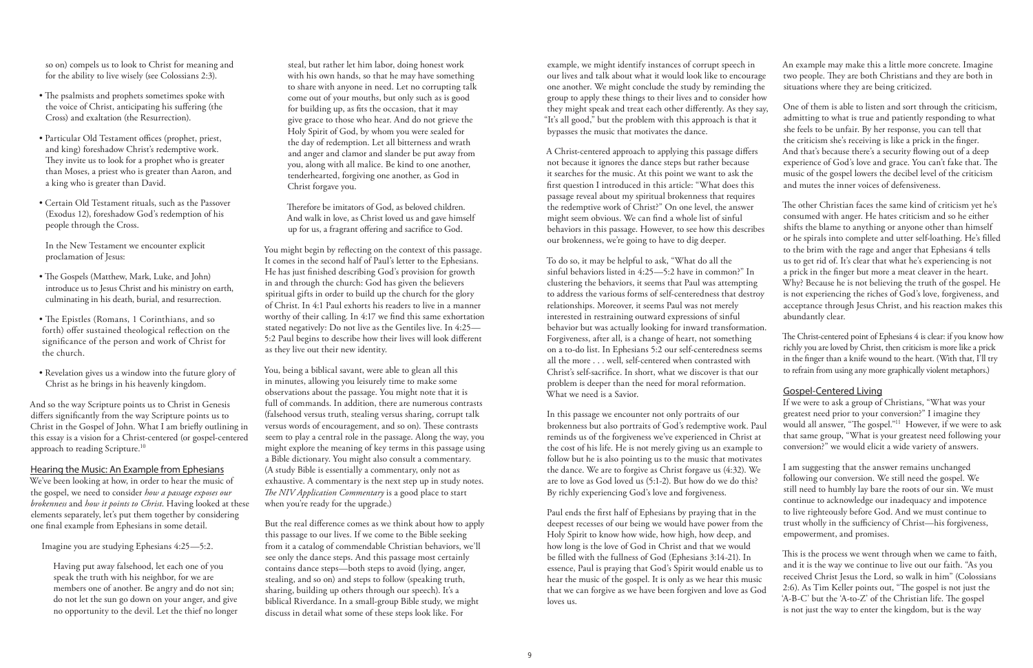so on) compels us to look to Christ for meaning and for the ability to live wisely (see Colossians 2:3).

- The psalmists and prophets sometimes spoke with the voice of Christ, anticipating his suffering (the Cross) and exaltation (the Resurrection).
- Particular Old Testament offices (prophet, priest, and king) foreshadow Christ's redemptive work. They invite us to look for a prophet who is greater than Moses, a priest who is greater than Aaron, and a king who is greater than David.
- Certain Old Testament rituals, such as the Passover (Exodus 12), foreshadow God's redemption of his people through the Cross.

In the New Testament we encounter explicit proclamation of Jesus:

- The Gospels (Matthew, Mark, Luke, and John) introduce us to Jesus Christ and his ministry on earth, culminating in his death, burial, and resurrection.
- The Epistles (Romans, 1 Corinthians, and so forth) offer sustained theological reflection on the significance of the person and work of Christ for the church.
- Revelation gives us a window into the future glory of Christ as he brings in his heavenly kingdom.

And so the way Scripture points us to Christ in Genesis differs significantly from the way Scripture points us to Christ in the Gospel of John. What I am briefly outlining in this essay is a vision for a Christ-centered (or gospel-centered) approach to reading Scripture.[10]

## Hearing the Music: An Example from Ephesians

We've been looking at how, in order to hear the music of the gospel, we need to consider *how a passage exposes our brokenness* and *how it points to Christ*. Having looked at these elements separately, let's put them together by considering one final example from Ephesians in some detail.

Imagine you are studying Ephesians 4:25—5:2.

> Having put away falsehood, let each one of you speak the truth with his neighbor, for we are members one of another. Be angry and do not sin; do not let the sun go down on your anger, and give no opportunity to the devil. Let the thief no longer steal, but rather let him labor, doing honest work with his own hands, so that he may have something to share with anyone in need. Let no corrupting talk come out of your mouths, but only such as is good for building up, as fits the occasion, that it may give grace to those who hear. And do not grieve the Holy Spirit of God, by whom you were sealed for the day of redemption. Let all bitterness and wrath and anger and clamor and slander be put away from you, along with all malice. Be kind to one another, tenderhearted, forgiving one another, as God in Christ forgave you.
>
> Therefore be imitators of God, as beloved children. And walk in love, as Christ loved us and gave himself up for us, a fragrant offering and sacrifice to God.

You might begin by reflecting on the context of this passage. It comes in the second half of Paul's letter to the Ephesians. He has just finished describing God's provision for growth in and through the church: God has given the believers spiritual gifts in order to build up the church for the glory of Christ. In 4:1 Paul exhorts his readers to live in a manner worthy of their calling. In 4:17 we find this same exhortation stated negatively: Do not live as the Gentiles live. In 4:25—5:2 Paul begins to describe how their lives will look different as they live out their new identity.

You, being a biblical savant, were able to glean all this in minutes, allowing you leisurely time to make some observations about the passage. You might note that it is full of commands. In addition, there are numerous contrasts (falsehood versus truth, stealing versus sharing, corrupt talk versus words of encouragement, and so on). These contrasts seem to play a central role in the passage. Along the way, you might explore the meaning of key terms in this passage using a Bible dictionary. You might also consult a commentary. (A study Bible is essentially a commentary, only not as exhaustive. A commentary is the next step up in study notes. *The NIV Application Commentary* is a good place to start when you're ready for the upgrade.)

But the real difference comes as we think about how to apply this passage to our lives. If we come to the Bible seeking from it a catalog of commendable Christian behaviors, we'll see only the dance steps. And this passage most certainly contains dance steps—both steps to avoid (lying, anger, stealing, and so on) and steps to follow (speaking truth, sharing, building up others through our speech). It's a biblical Riverdance. In a small-group Bible study, we might discuss in detail what some of these steps look like. For example, we might identify instances of corrupt speech in our lives and talk about what it would look like to encourage one another. We might conclude the study by reminding the group to apply these things to their lives and to consider how they might speak and treat each other differently. As they say, "It's all good," but the problem with this approach is that it bypasses the music that motivates the dance.

A Christ-centered approach to applying this passage differs not because it ignores the dance steps but rather because it searches for the music. At this point we want to ask the first question I introduced in this article: "What does this passage reveal about my spiritual brokenness that requires the redemptive work of Christ?" On one level, the answer might seem obvious. We can find a whole list of sinful behaviors in this passage. However, to see how this describes our brokenness, we're going to have to dig deeper.

To do so, it may be helpful to ask, "What do all the sinful behaviors listed in 4:25—5:2 have in common?" In clustering the behaviors, it seems that Paul was attempting to address the various forms of self-centeredness that destroy relationships. Moreover, it seems Paul was not merely interested in restraining outward expressions of sinful behavior but was actually looking for inward transformation. Forgiveness, after all, is a change of heart, not something on a to-do list. In Ephesians 5:2 our self-centeredness seems all the more . . . well, self-centered when contrasted with Christ's self-sacrifice. In short, what we discover is that our problem is deeper than the need for moral reformation. What we need is a Savior.

In this passage we encounter not only portraits of our brokenness but also portraits of God's redemptive work. Paul reminds us of the forgiveness we've experienced in Christ at the cost of his life. He is not merely giving us an example to follow but he is also pointing us to the music that motivates the dance. We are to forgive as Christ forgave us (4:32). We are to love as God loved us (5:1-2). But how do we do this? By richly experiencing God's love and forgiveness.

Paul ends the first half of Ephesians by praying that in the deepest recesses of our being we would have power from the Holy Spirit to know how wide, how high, how deep, and how long is the love of God in Christ and that we would be filled with the fullness of God (Ephesians 3:14-21). In essence, Paul is praying that God's Spirit would enable us to hear the music of the gospel. It is only as we hear this music that we can forgive as we have been forgiven and love as God loves us.

An example may make this a little more concrete. Imagine two people. They are both Christians and they are both in situations where they are being criticized.

One of them is able to listen and sort through the criticism, admitting to what is true and patiently responding to what she feels to be unfair. By her response, you can tell that the criticism she's receiving is like a prick in the finger. And that's because there's a security flowing out of a deep experience of God's love and grace. You can't fake that. The music of the gospel lowers the decibel level of the criticism and mutes the inner voices of defensiveness.

The other Christian faces the same kind of criticism yet he's consumed with anger. He hates criticism and so he either shifts the blame to anything or anyone other than himself or he spirals into complete and utter self-loathing. He's filled to the brim with the rage and anger that Ephesians 4 tells us to get rid of. It's clear that what he's experiencing is not a prick in the finger but more a meat cleaver in the heart. Why? Because he is not believing the truth of the gospel. He is not experiencing the riches of God's love, forgiveness, and acceptance through Jesus Christ, and his reaction makes this abundantly clear.

The Christ-centered point of Ephesians 4 is clear: if you know how richly you are loved by Christ, then criticism is more like a prick in the finger than a knife wound to the heart. (With that, I'll try to refrain from using any more graphically violent metaphors.)

## Gospel-Centered Living

If we were to ask a group of Christians, "What was your greatest need prior to your conversion?" I imagine they would all answer, "The gospel."[11] However, if we were to ask that same group, "What is your greatest need following your conversion?" we would elicit a wide variety of answers.

I am suggesting that the answer remains unchanged following our conversion. We still need the gospel. We still need to humbly lay bare the roots of our sin. We must continue to acknowledge our inadequacy and impotence to live righteously before God. And we must continue to trust wholly in the sufficiency of Christ—his forgiveness, empowerment, and promises.

This is the process we went through when we came to faith, and it is the way we continue to live out our faith. "As you received Christ Jesus the Lord, so walk in him" (Colossians 2:6). As Tim Keller points out, "The gospel is not just the 'A-B-C' but the 'A-to-Z' of the Christian life. The gospel is not just the way to enter the kingdom, but is the way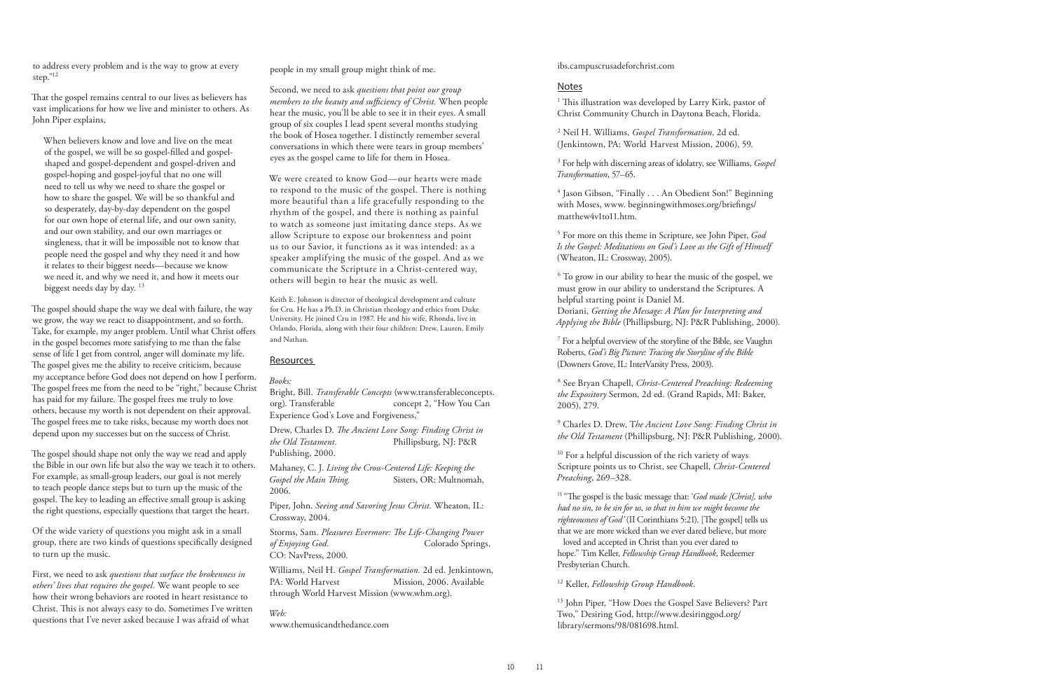to address every problem and is the way to grow at every step."[12]

That the gospel remains central to our lives as believers has vast implications for how we live and minister to others. As John Piper explains,

> When believers know and love and live on the meat of the gospel, we will be so gospel-filled and gospel-shaped and gospel-dependent and gospel-driven and gospel-hoping and gospel-joyful that no one will need to tell us why we need to share the gospel or how to share the gospel. We will be so thankful and so desperately, day-by-day dependent on the gospel for our own hope of eternal life, and our own sanity, and our own stability, and our own marriages or singleness, that it will be impossible not to know that people need the gospel and why they need it and how it relates to their biggest needs—because we know we need it, and why we need it, and how it meets our biggest needs day by day. [13]

The gospel should shape the way we deal with failure, the way we grow, the way we react to disappointment, and so forth. Take, for example, my anger problem. Until what Christ offers in the gospel becomes more satisfying to me than the false sense of life I get from control, anger will dominate my life. The gospel gives me the ability to receive criticism, because my acceptance before God does not depend on how I perform. The gospel frees me from the need to be "right," because Christ has paid for my failure. The gospel frees me truly to love others, because my worth is not dependent on their approval. The gospel frees me to take risks, because my worth does not depend upon my successes but on the success of Christ.

The gospel should shape not only the way we read and apply the Bible in our own life but also the way we teach it to others. For example, as small-group leaders, our goal is not merely to teach people dance steps but to turn up the music of the gospel. The key to leading an effective small group is asking the right questions, especially questions that target the heart.

Of the wide variety of questions you might ask in a small group, there are two kinds of questions specifically designed to turn up the music.

First, we need to ask *questions that surface the brokenness in others' lives that requires the gospel.* We want people to see how their wrong behaviors are rooted in heart resistance to Christ. This is not always easy to do. Sometimes I've written questions that I've never asked because I was afraid of what people in my small group might think of me.

Second, we need to ask *questions that point our group members to the beauty and sufficiency of Christ.* When people hear the music, you'll be able to see it in their eyes. A small group of six couples I lead spent several months studying the book of Hosea together. I distinctly remember several conversations in which there were tears in group members' eyes as the gospel came to life for them in Hosea.

We were created to know God—our hearts were made to respond to the music of the gospel. There is nothing more beautiful than a life gracefully responding to the rhythm of the gospel, and there is nothing as painful to watch as someone just imitating dance steps. As we allow Scripture to expose our brokenness and point us to our Savior, it functions as it was intended: as a speaker amplifying the music of the gospel. And as we communicate the Scripture in a Christ-centered way, others will begin to hear the music as well.

Keith E. Johnson is director of theological development and culture for Cru. He has a Ph.D. in Christian theology and ethics from Duke University. He joined Cru in 1987. He and his wife, Rhonda, live in Orlando, Florida, along with their four children: Drew, Lauren, Emily and Nathan.

## Resources

*Books:*

Bright, Bill. *Transferable Concepts* (www.transferableconcepts.org). Transferable concept 2, "How You Can Experience God's Love and Forgiveness,"

Drew, Charles D. *The Ancient Love Song: Finding Christ in the Old Testament.* Phillipsburg, NJ: P&R Publishing, 2000.

Mahaney, C. J. *Living the Cross-Centered Life: Keeping the Gospel the Main Thing.* Sisters, OR: Multnomah, 2006.

Piper, John. *Seeing and Savoring Jesus Christ.* Wheaton, IL: Crossway, 2004.

Storms, Sam. *Pleasures Evermore: The Life-Changing Power of Enjoying God.* Colorado Springs, CO: NavPress, 2000.

Williams, Neil H. *Gospel Transformation.* 2d ed. Jenkintown, PA: World Harvest Mission, 2006. Available through World Harvest Mission (www.whm.org).

*Web:*

www.themusicandthedance.com

ibs.campuscrusadeforchrist.com

## Notes

[1] This illustration was developed by Larry Kirk, pastor of Christ Community Church in Daytona Beach, Florida.

[2] Neil H. Williams, *Gospel Transformation*, 2d ed. (Jenkintown, PA: World Harvest Mission, 2006), 59.

[3] For help with discerning areas of idolatry, see Williams, *Gospel Transformation*, 57–65.

[4] Jason Gibson, "Finally . . . An Obedient Son!" Beginning with Moses, www. beginningwithmoses.org/briefings/matthew4v1to11.htm.

[5] For more on this theme in Scripture, see John Piper, *God Is the Gospel: Meditations on God's Love as the Gift of Himself* (Wheaton, IL: Crossway, 2005).

[6] To grow in our ability to hear the music of the gospel, we must grow in our ability to understand the Scriptures. A helpful starting point is Daniel M. Doriani, *Getting the Message: A Plan for Interpreting and Applying the Bible* (Phillipsburg, NJ: P&R Publishing, 2000).

[7] For a helpful overview of the storyline of the Bible, see Vaughn Roberts, *God's Big Picture: Tracing the Storyline of the Bible* (Downers Grove, IL: InterVarsity Press, 2003).

[8] See Bryan Chapell, *Christ-Centered Preaching: Redeeming the Expository* Sermon, 2d ed. (Grand Rapids, MI: Baker, 2005), 279.

[9] Charles D. Drew, T*he Ancient Love Song: Finding Christ in the Old Testament* (Phillipsburg, NJ: P&R Publishing, 2000).

[10] For a helpful discussion of the rich variety of ways Scripture points us to Christ, see Chapell, *Christ-Centered Preaching*, 269–328.

[11] "The gospel is the basic message that: '*God made [Christ], who had no sin, to be sin for us, so that in him we might become the righteousness of God'* (II Corinthians 5:21). [The gospel] tells us that we are more wicked than we ever dared believe, but more loved and accepted in Christ than you ever dared to hope." Tim Keller, *Fellowship Group Handbook*, Redeemer Presbyterian Church.

[12] Keller, *Fellowship Group Handbook*.

[13] John Piper, "How Does the Gospel Save Believers? Part Two," Desiring God, http://www.desiringgod.org/library/sermons/98/081698.html.